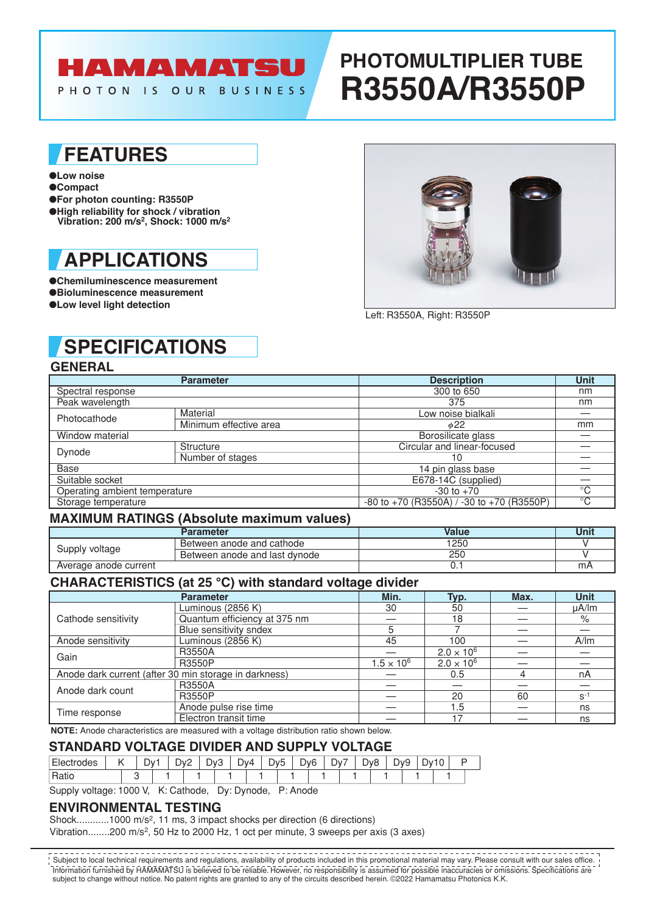# HAMAMATSU

PHOTON IS OUR BUSINESS

# PHOTOMULTIPLIER TUBE R3550A/R3550P

## FEATURES

- ●Low noise
- ●Compact
- ●For photon counting: R3550P
- ●High reliability for shock / vibration
  Vibration: 200 m/s², Shock: 1000 m/s²

## APPLICATIONS

- ●Chemiluminescence measurement
- ●Bioluminescence measurement
- ●Low level light detection

Left: R3550A, Right: R3550P

## SPECIFICATIONS

### GENERAL

| Parameter | | Description | Unit |
|---|---|---|---|
| Spectral response | | 300 to 650 | nm |
| Peak wavelength | | 375 | nm |
| Photocathode | Material | Low noise bialkali | — |
| | Minimum effective area | $\phi$22 | mm |
| Window material | | Borosilicate glass | — |
| Dynode | Structure | Circular and linear-focused | — |
| | Number of stages | 10 | — |
| Base | | 14 pin glass base | — |
| Suitable socket | | E678-14C (supplied) | — |
| Operating ambient temperature | | -30 to +70 | °C |
| Storage temperature | | -80 to +70 (R3550A) / -30 to +70 (R3550P) | °C |

### MAXIMUM RATINGS (Absolute maximum values)

| Parameter | | Value | Unit |
|---|---|---|---|
| Supply voltage | Between anode and cathode | 1250 | V |
| | Between anode and last dynode | 250 | V |
| Average anode current | | 0.1 | mA |

### CHARACTERISTICS (at 25 °C) with standard voltage divider

| Parameter | | Min. | Typ. | Max. | Unit |
|---|---|---|---|---|---|
| Cathode sensitivity | Luminous (2856 K) | 30 | 50 | — | μA/lm |
| | Quantum efficiency at 375 nm | — | 18 | — | % |
| | Blue sensitivity sndex | 5 | 7 | — | — |
| Anode sensitivity | Luminous (2856 K) | 45 | 100 | — | A/lm |
| Gain | R3550A | — | $2.0 \times 10^6$ | — | — |
| | R3550P | $1.5 \times 10^6$ | $2.0 \times 10^6$ | — | — |
| Anode dark current (after 30 min storage in darkness) | | — | 0.5 | 4 | nA |
| Anode dark count | R3550A | — | — | — | — |
| | R3550P | — | 20 | 60 | $s^{-1}$ |
| Time response | Anode pulse rise time | — | 1.5 | — | ns |
| | Electron transit time | — | 17 | — | ns |

**NOTE:** Anode characteristics are measured with a voltage distribution ratio shown below.

### STANDARD VOLTAGE DIVIDER AND SUPPLY VOLTAGE

| Electrodes | K | | Dy1 | | Dy2 | | Dy3 | | Dy4 | | Dy5 | | Dy6 | | Dy7 | | Dy8 | | Dy9 | | Dy10 | | P |
|---|---|---|---|---|---|---|---|---|---|---|---|---|---|---|---|---|---|---|---|---|---|---|---|
| Ratio | | 3 | | 1 | | 1 | | 1 | | 1 | | 1 | | 1 | | 1 | | 1 | | 1 | | 1 | |

Supply voltage: 1000 V, K: Cathode, Dy: Dynode, P: Anode

### ENVIRONMENTAL TESTING

Shock............1000 m/s², 11 ms, 3 impact shocks per direction (6 directions)
Vibration........200 m/s², 50 Hz to 2000 Hz, 1 oct per minute, 3 sweeps per axis (3 axes)

Subject to local technical requirements and regulations, availability of products included in this promotional material may vary. Please consult with our sales office. Information furnished by HAMAMATSU is believed to be reliable. However, no responsibility is assumed for possible inaccuracies or omissions. Specifications are subject to change without notice. No patent rights are granted to any of the circuits described herein. ©2022 Hamamatsu Photonics K.K.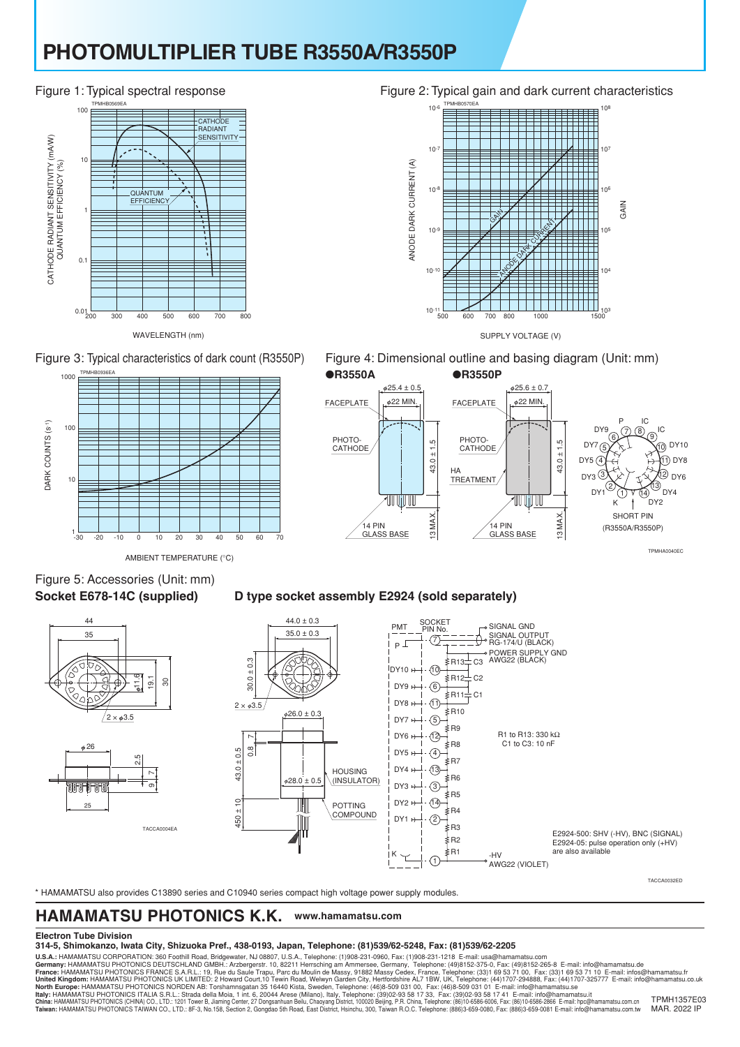# PHOTOMULTIPLIER TUBE R3550A/R3550P

Figure 1: Typical spectral response

TPMHB0569EA

CATHODE RADIANT SENSITIVITY (mA/W)
QUANTUM EFFICIENCY (%)

100
10
1
0.1
0.01

CATHODE RADIANT SENSITIVITY

QUANTUM EFFICIENCY

200 300 400 500 600 700 800

WAVELENGTH (nm)

Figure 2: Typical gain and dark current characteristics

TPMHB0570EA

ANODE DARK CURRENT (A)

$10^{-6}$ $10^{-7}$ $10^{-8}$ $10^{-9}$ $10^{-10}$ $10^{-11}$

GAIN

$10^{8}$ $10^{7}$ $10^{6}$ $10^{5}$ $10^{4}$ $10^{3}$

ANODE DARK CURRENT

500 600 700 800 1000 1500

SUPPLY VOLTAGE (V)

Figure 3: Typical characteristics of dark count (R3550P)

TPMHB0936EA

DARK COUNTS ($s^{-1}$)

1000
100
10
1

-30 -20 -10 0 10 20 30 40 50 60 70

AMBIENT TEMPERATURE (°C)

Figure 4: Dimensional outline and basing diagram (Unit: mm)

●R3550A

FACEPLATE
$\phi$25.4 ± 0.5
$\phi$22 MIN.
PHOTO-CATHODE
43.0 ± 1.5
13 MAX.
14 PIN GLASS BASE

●R3550P

FACEPLATE
$\phi$25.6 ± 0.7
$\phi$22 MIN.
PHOTO-CATHODE
HA TREATMENT
43.0 ± 1.5
13 MAX.
14 PIN GLASS BASE

P, IC, DY9, IC, DY7, DY10, DY5, DY8, DY3, DY6, DY1, DY4, K, DY2

SHORT PIN
(R3550A/R3550P)

TPMHA0040EC

Figure 5: Accessories (Unit: mm)

**Socket E678-14C (supplied)**

44
35
$\phi$11.6
19.1
30
2 × $\phi$3.5
$\phi$26
2.5
7
9
25

TACCA0004EA

**D type socket assembly E2924 (sold separately)**

44.0 ± 0.3
35.0 ± 0.3
30.0 ± 0.3
2 × $\phi$3.5
$\phi$26.0 ± 0.3
0.8
7
43.0 ± 0.5
$\phi$28.0 ± 0.5
450 ± 10
HOUSING (INSULATOR)
POTTING COMPOUND

PMT
SOCKET PIN No.
P, DY10, DY9, DY8, DY7, DY6, DY5, DY4, DY3, DY2, DY1, K
7, 10, 6, 11, 5, 12, 4, 13, 3, 14, 2, 1
R1 – R13, C1, C2, C3

SIGNAL GND
SIGNAL OUTPUT
RG-174/U (BLACK)
POWER SUPPLY GND
AWG22 (BLACK)

R1 to R13: 330 kΩ
C1 to C3: 10 nF

-HV
AWG22 (VIOLET)

E2924-500: SHV (-HV), BNC (SIGNAL)
E2924-05: pulse operation only (+HV)
are also available

TACCA0032ED

* HAMAMATSU also provides C13890 series and C10940 series compact high voltage power supply modules.

## HAMAMATSU PHOTONICS K.K. www.hamamatsu.com

**Electron Tube Division**

**314-5, Shimokanzo, Iwata City, Shizuoka Pref., 438-0193, Japan, Telephone: (81)539/62-5248, Fax: (81)539/62-2205**

**U.S.A.:** HAMAMATSU CORPORATION: 360 Foothill Road, Bridgewater, NJ 08807, U.S.A., Telephone: (1)908-231-0960, Fax: (1)908-231-1218 E-mail: usa@hamamatsu.com
**Germany:** HAMAMATSU PHOTONICS DEUTSCHLAND GMBH.: Arzbergerstr. 10, 82211 Herrsching am Ammersee, Germany, Telephone: (49)8152-375-0, Fax: (49)8152-265-8 E-mail: info@hamamatsu.de
**France:** HAMAMATSU PHOTONICS FRANCE S.A.R.L.: 19, Rue du Saule Trapu, Parc du Moulin de Massy, 91882 Massy Cedex, France, Telephone: (33)1 69 53 71 00, Fax: (33)1 69 53 71 10 E-mail: infos@hamamatsu.fr
**United Kingdom:** HAMAMATSU PHOTONICS UK LIMITED: 2 Howard Court,10 Tewin Road, Welwyn Garden City, Hertfordshire AL7 1BW, UK, Telephone: (44)1707-294888, Fax: (44)1707-325777 E-mail: info@hamamatsu.co.uk
**North Europe:** HAMAMATSU PHOTONICS NORDEN AB: Torshamnsgatan 35 16440 Kista, Sweden, Telephone: (46)8-509 031 00, Fax: (46)8-509 031 01 E-mail: info@hamamatsu.se
**Italy:** HAMAMATSU PHOTONICS ITALIA S.R.L.: Strada della Moia, 1 int. 6, 20044 Arese (Milano), Italy, Telephone: (39)02-93 58 17 33, Fax: (39)02-93 58 17 41 E-mail: info@hamamatsu.it
**China:** HAMAMATSU PHOTONICS (CHINA) CO., LTD.: 1201 Tower B, Jiaming Center, 27 Dongsanhuan Beilu, Chaoyang District, 100020 Beijing, P.R. China, Telephone: (86)10-6586-6006, Fax: (86)10-6586-2866 E-mail: hpc@hamamatsu.com.cn
**Taiwan:** HAMAMATSU PHOTONICS TAIWAN CO., LTD.: 8F-3, No.158, Section 2, Gongdao 5th Road, East District, Hsinchu, 300, Taiwan R.O.C. Telephone: (886)3-659-0080, Fax: (886)3-659-0081 E-mail: info@hamamatsu.com.tw

TPMH1357E03
MAR. 2022 IP